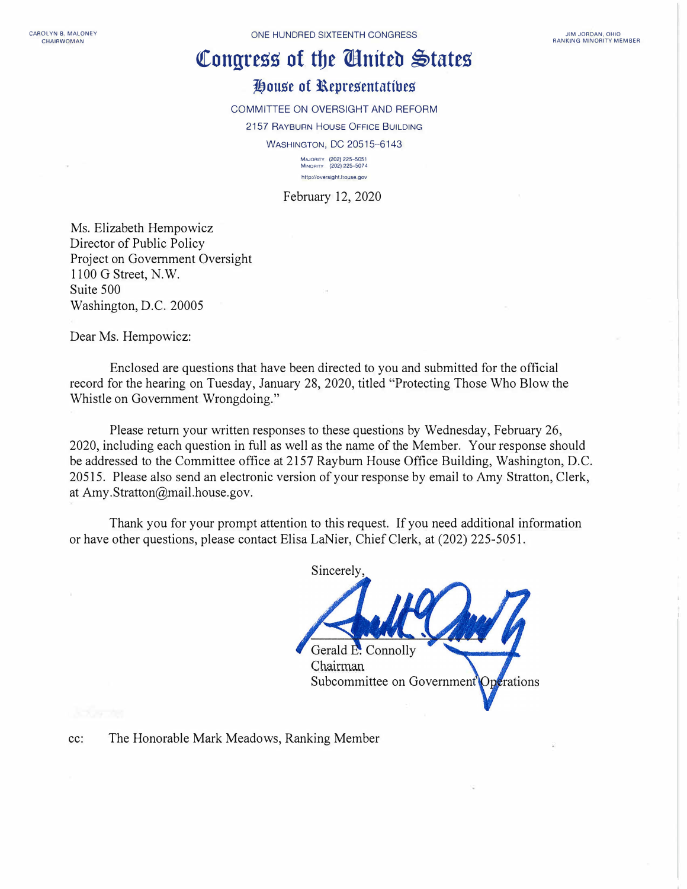CAROLYN B. MALONEY
CHAIRWOMAN

ONE HUNDRED SIXTEENTH CONGRESS

JIM JORDAN, OHIO
RANKING MINORITY MEMBER

# Congress of the United States

## House of Representatives

COMMITTEE ON OVERSIGHT AND REFORM

2157 RAYBURN HOUSE OFFICE BUILDING

WASHINGTON, DC 20515–6143

MAJORITY (202) 225-5051
MINORITY (202) 225-5074

http://oversight.house.gov

February 12, 2020

Ms. Elizabeth Hempowicz
Director of Public Policy
Project on Government Oversight
1100 G Street, N.W.
Suite 500
Washington, D.C. 20005

Dear Ms. Hempowicz:

Enclosed are questions that have been directed to you and submitted for the official record for the hearing on Tuesday, January 28, 2020, titled "Protecting Those Who Blow the Whistle on Government Wrongdoing."

Please return your written responses to these questions by Wednesday, February 26, 2020, including each question in full as well as the name of the Member. Your response should be addressed to the Committee office at 2157 Rayburn House Office Building, Washington, D.C. 20515. Please also send an electronic version of your response by email to Amy Stratton, Clerk, at Amy.Stratton@mail.house.gov.

Thank you for your prompt attention to this request. If you need additional information or have other questions, please contact Elisa LaNier, Chief Clerk, at (202) 225-5051.

Sincerely,

Gerald E. Connolly
Chairman
Subcommittee on Government Operations

cc: The Honorable Mark Meadows, Ranking Member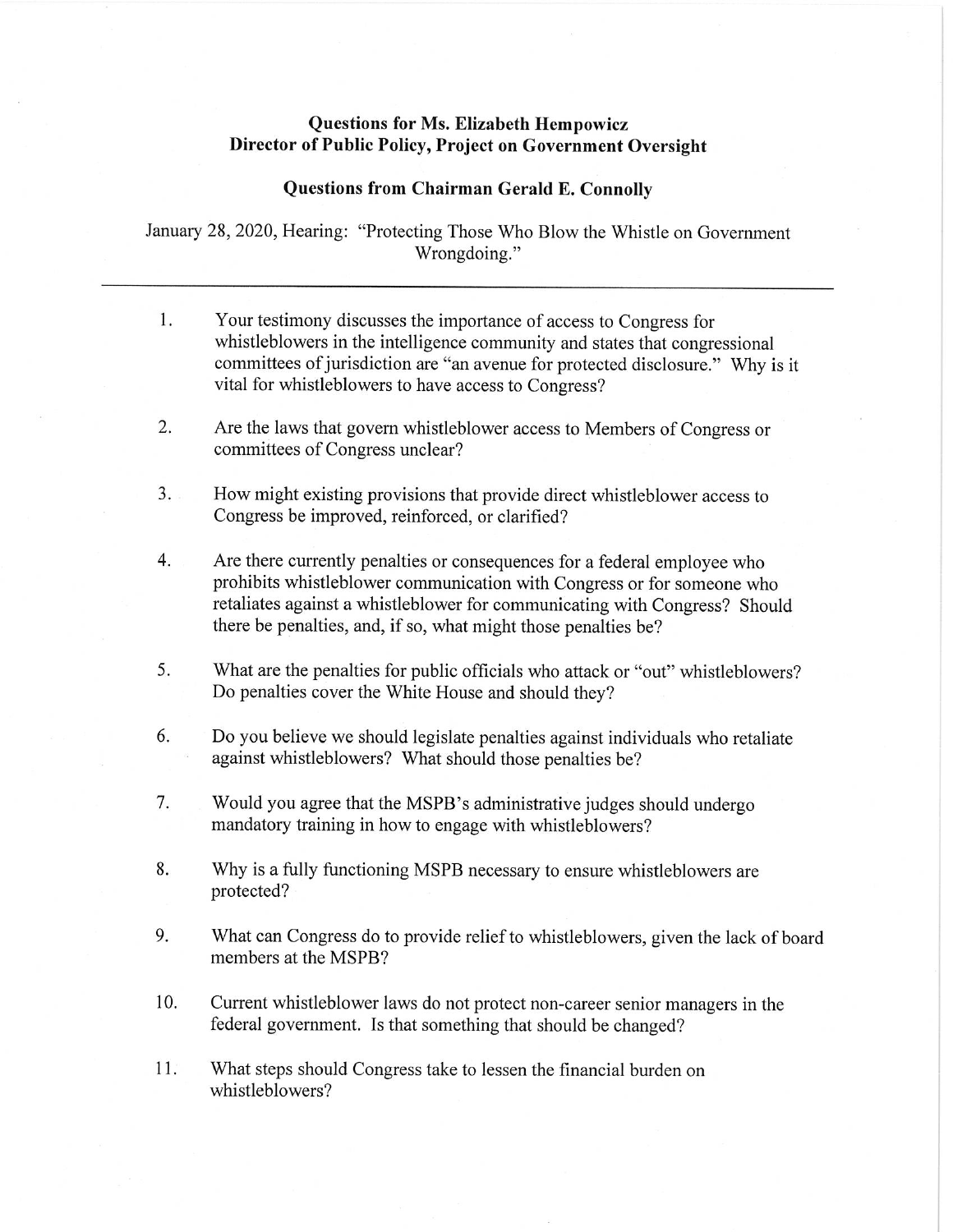**Questions for Ms. Elizabeth Hempowicz**
**Director of Public Policy, Project on Government Oversight**

**Questions from Chairman Gerald E. Connolly**

January 28, 2020, Hearing: "Protecting Those Who Blow the Whistle on Government Wrongdoing."

---

1. Your testimony discusses the importance of access to Congress for whistleblowers in the intelligence community and states that congressional committees of jurisdiction are "an avenue for protected disclosure." Why is it vital for whistleblowers to have access to Congress?

2. Are the laws that govern whistleblower access to Members of Congress or committees of Congress unclear?

3. How might existing provisions that provide direct whistleblower access to Congress be improved, reinforced, or clarified?

4. Are there currently penalties or consequences for a federal employee who prohibits whistleblower communication with Congress or for someone who retaliates against a whistleblower for communicating with Congress? Should there be penalties, and, if so, what might those penalties be?

5. What are the penalties for public officials who attack or "out" whistleblowers? Do penalties cover the White House and should they?

6. Do you believe we should legislate penalties against individuals who retaliate against whistleblowers? What should those penalties be?

7. Would you agree that the MSPB's administrative judges should undergo mandatory training in how to engage with whistleblowers?

8. Why is a fully functioning MSPB necessary to ensure whistleblowers are protected?

9. What can Congress do to provide relief to whistleblowers, given the lack of board members at the MSPB?

10. Current whistleblower laws do not protect non-career senior managers in the federal government. Is that something that should be changed?

11. What steps should Congress take to lessen the financial burden on whistleblowers?